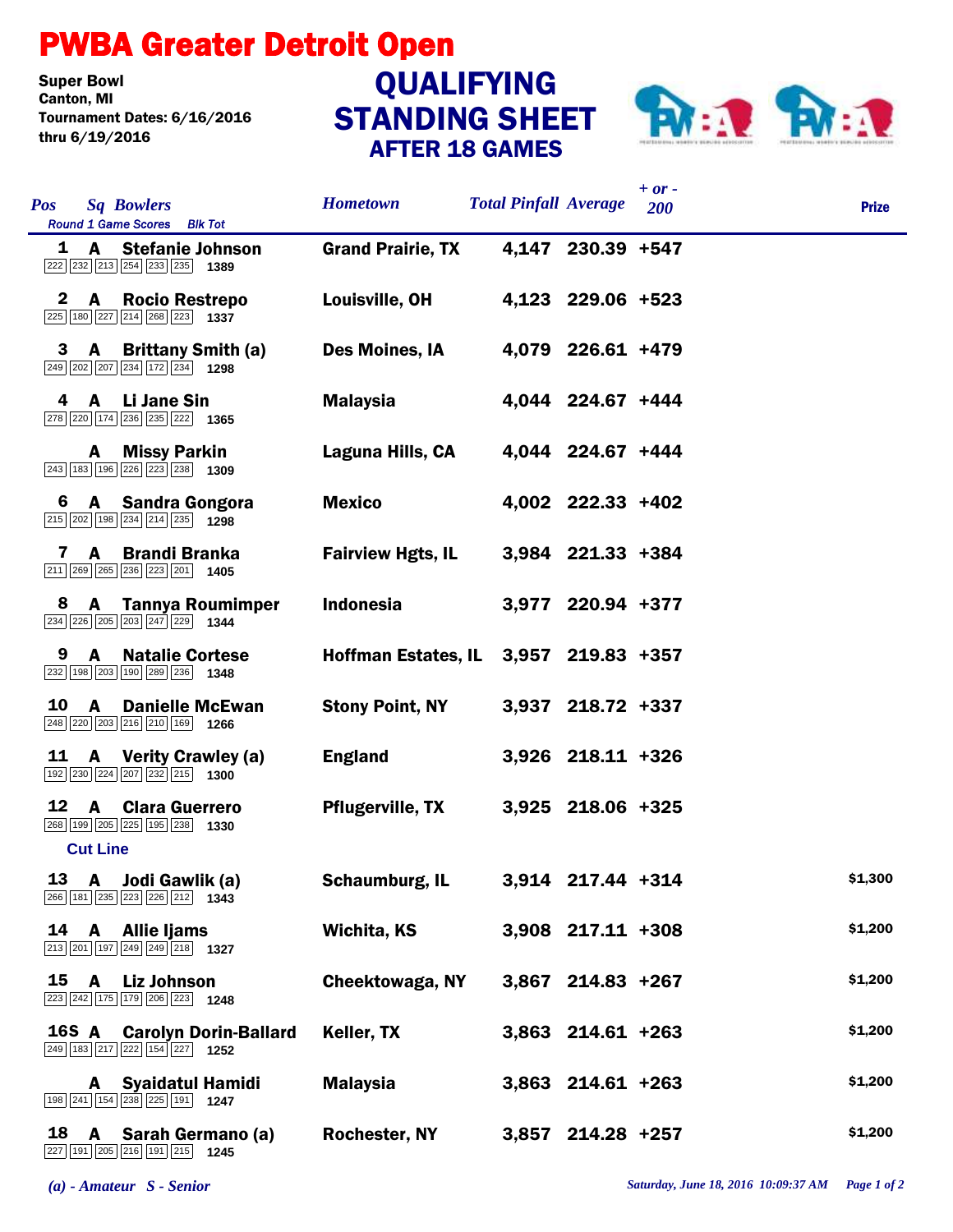# PWBA Greater Detroit Open

Super Bowl
Canton, MI
Tournament Dates: 6/16/2016
thru 6/19/2016

## QUALIFYING STANDING SHEET
### AFTER 18 GAMES

| Pos | Sq | Bowlers | Round 1 Game Scores | Blk Tot | Hometown | Total Pinfall | Average | + or - 200 | Prize |
|---|---|---|---|---|---|---|---|---|---|
| 1 | A | Stefanie Johnson | 222 232 213 254 233 235 | 1389 | Grand Prairie, TX | 4,147 | 230.39 | +547 | |
| 2 | A | Rocio Restrepo | 225 180 227 214 268 223 | 1337 | Louisville, OH | 4,123 | 229.06 | +523 | |
| 3 | A | Brittany Smith (a) | 249 202 207 234 172 234 | 1298 | Des Moines, IA | 4,079 | 226.61 | +479 | |
| 4 | A | Li Jane Sin | 278 220 174 236 235 222 | 1365 | Malaysia | 4,044 | 224.67 | +444 | |
| | A | Missy Parkin | 243 183 196 226 223 238 | 1309 | Laguna Hills, CA | 4,044 | 224.67 | +444 | |
| 6 | A | Sandra Gongora | 215 202 198 234 214 235 | 1298 | Mexico | 4,002 | 222.33 | +402 | |
| 7 | A | Brandi Branka | 211 269 265 236 223 201 | 1405 | Fairview Hgts, IL | 3,984 | 221.33 | +384 | |
| 8 | A | Tannya Roumimper | 234 226 205 203 247 229 | 1344 | Indonesia | 3,977 | 220.94 | +377 | |
| 9 | A | Natalie Cortese | 232 198 203 190 289 236 | 1348 | Hoffman Estates, IL | 3,957 | 219.83 | +357 | |
| 10 | A | Danielle McEwan | 248 220 203 216 210 169 | 1266 | Stony Point, NY | 3,937 | 218.72 | +337 | |
| 11 | A | Verity Crawley (a) | 192 230 224 207 232 215 | 1300 | England | 3,926 | 218.11 | +326 | |
| 12 | A | Clara Guerrero | 268 199 205 225 195 238 | 1330 | Pflugerville, TX | 3,925 | 218.06 | +325 | |
| **Cut Line** | | | | | | | | | |
| 13 | A | Jodi Gawlik (a) | 266 181 235 223 226 212 | 1343 | Schaumburg, IL | 3,914 | 217.44 | +314 | $1,300 |
| 14 | A | Allie Ijams | 213 201 197 249 249 218 | 1327 | Wichita, KS | 3,908 | 217.11 | +308 | $1,200 |
| 15 | A | Liz Johnson | 223 242 175 179 206 223 | 1248 | Cheektowaga, NY | 3,867 | 214.83 | +267 | $1,200 |
| 16S | A | Carolyn Dorin-Ballard | 249 183 217 222 154 227 | 1252 | Keller, TX | 3,863 | 214.61 | +263 | $1,200 |
| | A | Syaidatul Hamidi | 198 241 154 238 225 191 | 1247 | Malaysia | 3,863 | 214.61 | +263 | $1,200 |
| 18 | A | Sarah Germano (a) | 227 191 205 216 191 215 | 1245 | Rochester, NY | 3,857 | 214.28 | +257 | $1,200 |

*(a) - Amateur S - Senior*

*Saturday, June 18, 2016 10:09:37 AM*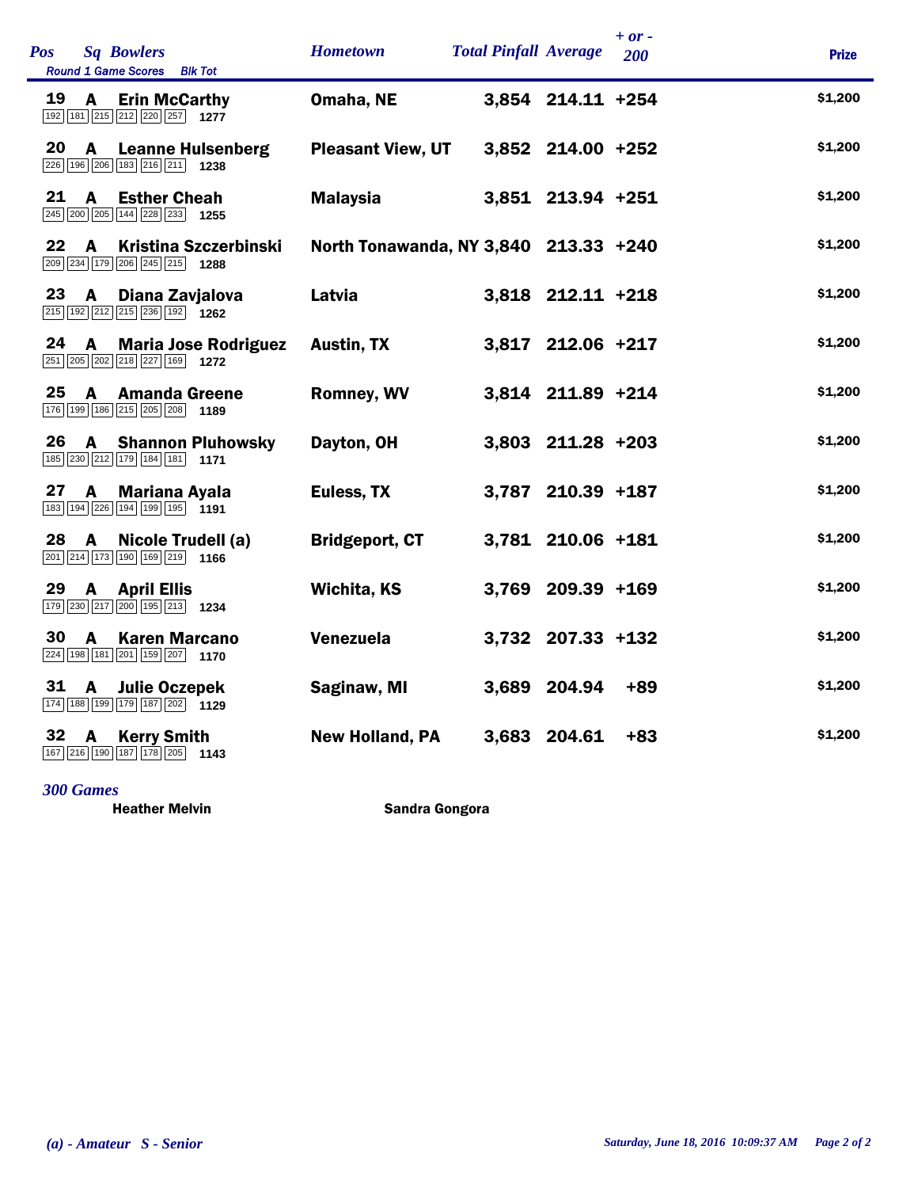| Pos | Sq | Bowlers | Round 1 Game Scores | Blk Tot | Hometown | Total Pinfall | Average | + or - 200 | Prize |
|---|---|---|---|---|---|---|---|---|---|
| 19 | A | Erin McCarthy | 192 181 215 212 220 257 | 1277 | Omaha, NE | 3,854 | 214.11 | +254 | $1,200 |
| 20 | A | Leanne Hulsenberg | 226 196 206 183 216 211 | 1238 | Pleasant View, UT | 3,852 | 214.00 | +252 | $1,200 |
| 21 | A | Esther Cheah | 245 200 205 144 228 233 | 1255 | Malaysia | 3,851 | 213.94 | +251 | $1,200 |
| 22 | A | Kristina Szczerbinski | 209 234 179 206 245 215 | 1288 | North Tonawanda, NY | 3,840 | 213.33 | +240 | $1,200 |
| 23 | A | Diana Zavjalova | 215 192 212 215 236 192 | 1262 | Latvia | 3,818 | 212.11 | +218 | $1,200 |
| 24 | A | Maria Jose Rodriguez | 251 205 202 218 227 169 | 1272 | Austin, TX | 3,817 | 212.06 | +217 | $1,200 |
| 25 | A | Amanda Greene | 176 199 186 215 205 208 | 1189 | Romney, WV | 3,814 | 211.89 | +214 | $1,200 |
| 26 | A | Shannon Pluhowsky | 185 230 212 179 184 181 | 1171 | Dayton, OH | 3,803 | 211.28 | +203 | $1,200 |
| 27 | A | Mariana Ayala | 183 194 226 194 199 195 | 1191 | Euless, TX | 3,787 | 210.39 | +187 | $1,200 |
| 28 | A | Nicole Trudell (a) | 201 214 173 190 169 219 | 1166 | Bridgeport, CT | 3,781 | 210.06 | +181 | $1,200 |
| 29 | A | April Ellis | 179 230 217 200 195 213 | 1234 | Wichita, KS | 3,769 | 209.39 | +169 | $1,200 |
| 30 | A | Karen Marcano | 224 198 181 201 159 207 | 1170 | Venezuela | 3,732 | 207.33 | +132 | $1,200 |
| 31 | A | Julie Oczepek | 174 188 199 179 187 202 | 1129 | Saginaw, MI | 3,689 | 204.94 | +89 | $1,200 |
| 32 | A | Kerry Smith | 167 216 190 187 178 205 | 1143 | New Holland, PA | 3,683 | 204.61 | +83 | $1,200 |

*300 Games*

**Heather Melvin** **Sandra Gongora**

*(a) - Amateur S - Senior*

*Saturday, June 18, 2016 10:09:37 AM*